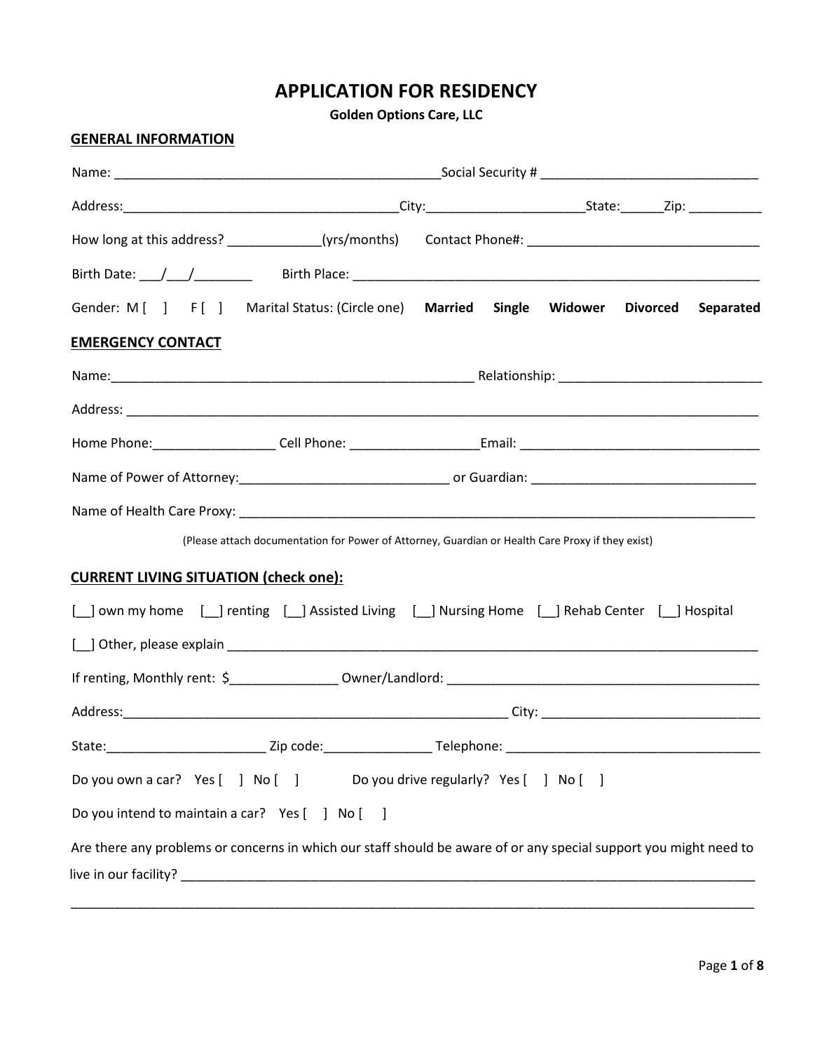# APPLICATION FOR RESIDENCY

**Golden Options Care, LLC**

## GENERAL INFORMATION

Name: ______________________________________________Social Security # ______________________________

Address:_____________________________________City:____________________State:______Zip: __________

How long at this address? _____________(yrs/months)     Contact Phone#: ________________________________

Birth Date: ___/___/________     Birth Place: ________________________________________________________

Gender: M [ ]  F [ ]  Marital Status: (Circle one)  **Married**  **Single**  **Widower**  **Divorced**  **Separated**

## EMERGENCY CONTACT

Name:__________________________________________________ Relationship: ___________________________

Address: ____________________________________________________________________________________

Home Phone:_________________ Cell Phone: _________________Email: ________________________________

Name of Power of Attorney:____________________________ or Guardian: ______________________________

Name of Health Care Proxy: ___________________________________________________________________

(Please attach documentation for Power of Attorney, Guardian or Health Care Proxy if they exist)

## CURRENT LIVING SITUATION (check one):

[__] own my home  [__] renting  [__] Assisted Living  [__] Nursing Home  [__] Rehab Center  [__] Hospital

[__] Other, please explain ___________________________________________________________________________

If renting, Monthly rent: $______________ Owner/Landlord: __________________________________________

Address:_____________________________________________________ City: _____________________________

State:______________________ Zip code:_______________ Telephone: __________________________________

Do you own a car?  Yes [ ]  No [ ]     Do you drive regularly?  Yes [ ]  No [ ]

Do you intend to maintain a car?  Yes [ ]  No [ ]

Are there any problems or concerns in which our staff should be aware of or any special support you might need to live in our facility? _________________________________________________________________________________

_____________________________________________________________________________________________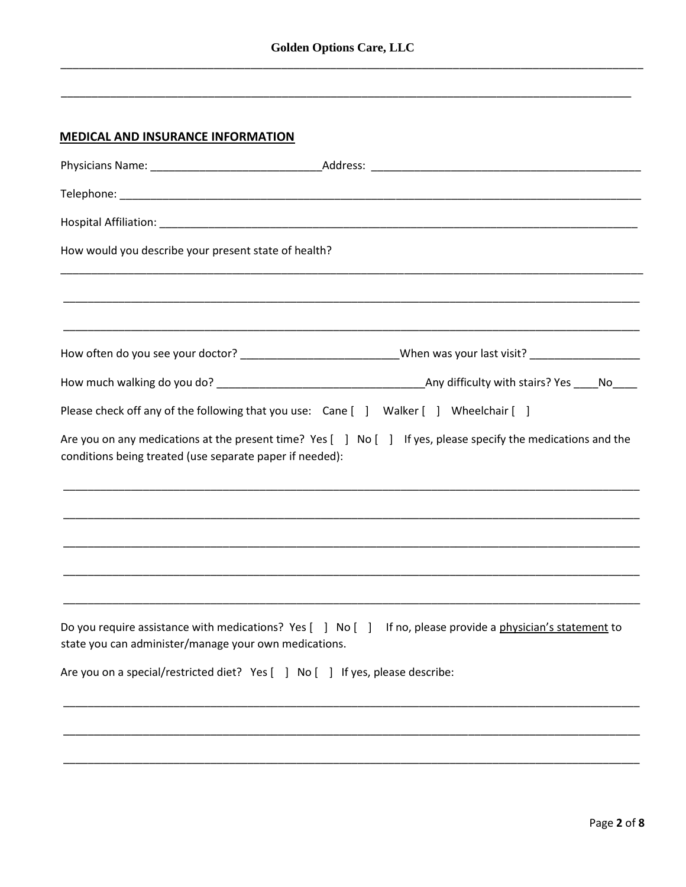Golden Options Care, LLC

___________________________________________________________________________________________

___________________________________________________________________________________________

## MEDICAL AND INSURANCE INFORMATION

Physicians Name: ___________________________Address: __________________________________________

Telephone: ___________________________________________________________________________________

Hospital Affiliation: ___________________________________________________________________________

How would you describe your present state of health?

___________________________________________________________________________________________

___________________________________________________________________________________________

___________________________________________________________________________________________

How often do you see your doctor? _________________________When was your last visit? _________________

How much walking do you do? _________________________________Any difficulty with stairs? Yes ____No____

Please check off any of the following that you use: Cane [ ] Walker [ ] Wheelchair [ ]

Are you on any medications at the present time? Yes [ ] No [ ] If yes, please specify the medications and the conditions being treated (use separate paper if needed):

___________________________________________________________________________________________

___________________________________________________________________________________________

___________________________________________________________________________________________

___________________________________________________________________________________________

___________________________________________________________________________________________

Do you require assistance with medications? Yes [ ] No [ ] If no, please provide a physician's statement to state you can administer/manage your own medications.

Are you on a special/restricted diet? Yes [ ] No [ ] If yes, please describe:

___________________________________________________________________________________________

___________________________________________________________________________________________

___________________________________________________________________________________________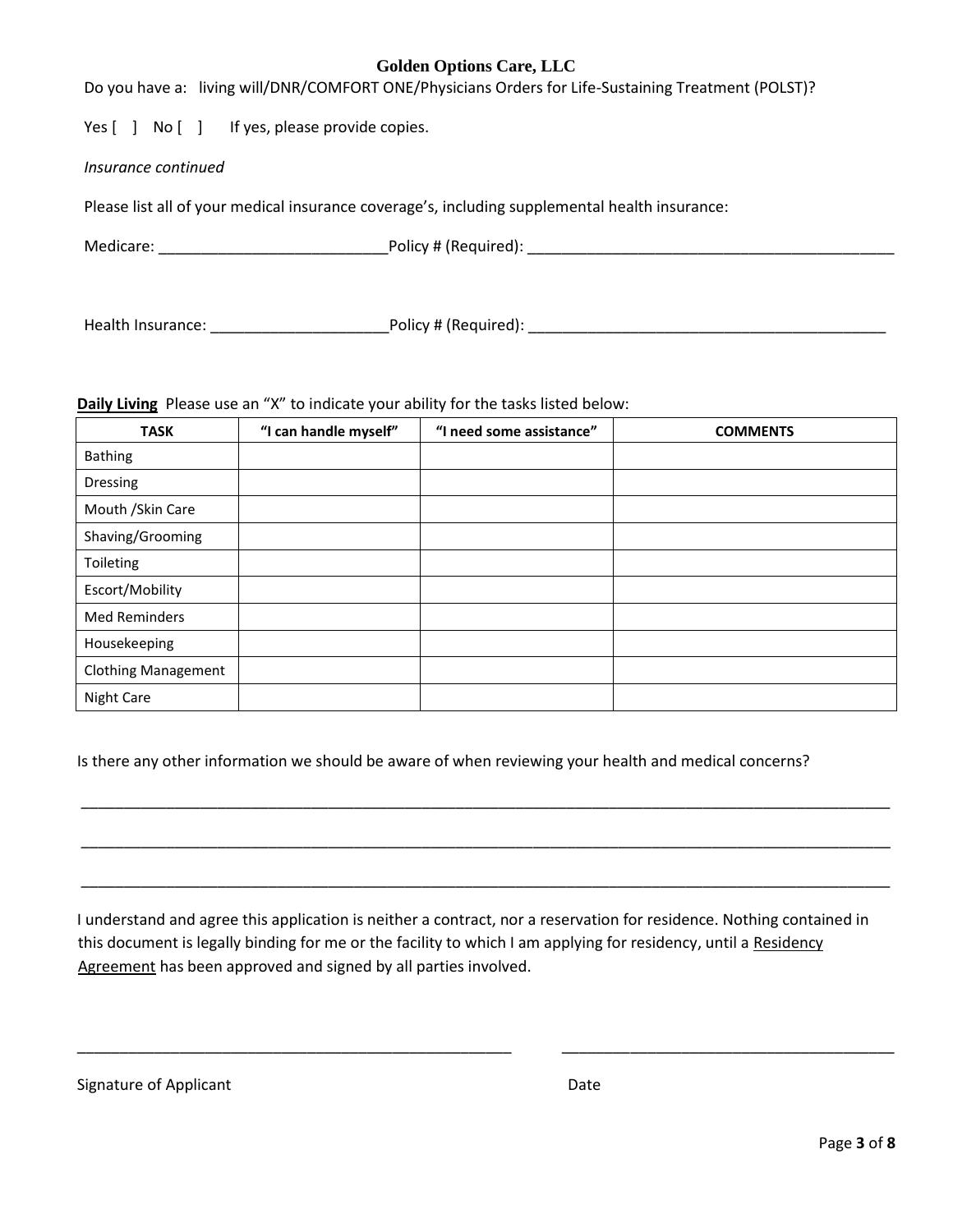**Golden Options Care, LLC**

Do you have a: living will/DNR/COMFORT ONE/Physicians Orders for Life-Sustaining Treatment (POLST)?

Yes [ ] No [ ] If yes, please provide copies.

*Insurance continued*

Please list all of your medical insurance coverage's, including supplemental health insurance:

Medicare: ___________________________Policy # (Required): ___________________________________________

Health Insurance: _____________________Policy # (Required): __________________________________________

**Daily Living** Please use an "X" to indicate your ability for the tasks listed below:

| TASK | "I can handle myself" | "I need some assistance" | COMMENTS |
|---|---|---|---|
| Bathing | | | |
| Dressing | | | |
| Mouth /Skin Care | | | |
| Shaving/Grooming | | | |
| Toileting | | | |
| Escort/Mobility | | | |
| Med Reminders | | | |
| Housekeeping | | | |
| Clothing Management | | | |
| Night Care | | | |

Is there any other information we should be aware of when reviewing your health and medical concerns?

_______________________________________________________________________________________________

_______________________________________________________________________________________________

_______________________________________________________________________________________________

I understand and agree this application is neither a contract, nor a reservation for residence. Nothing contained in this document is legally binding for me or the facility to which I am applying for residency, until a Residency Agreement has been approved and signed by all parties involved.

_____________________________________________________ _______________________________________

Signature of Applicant Date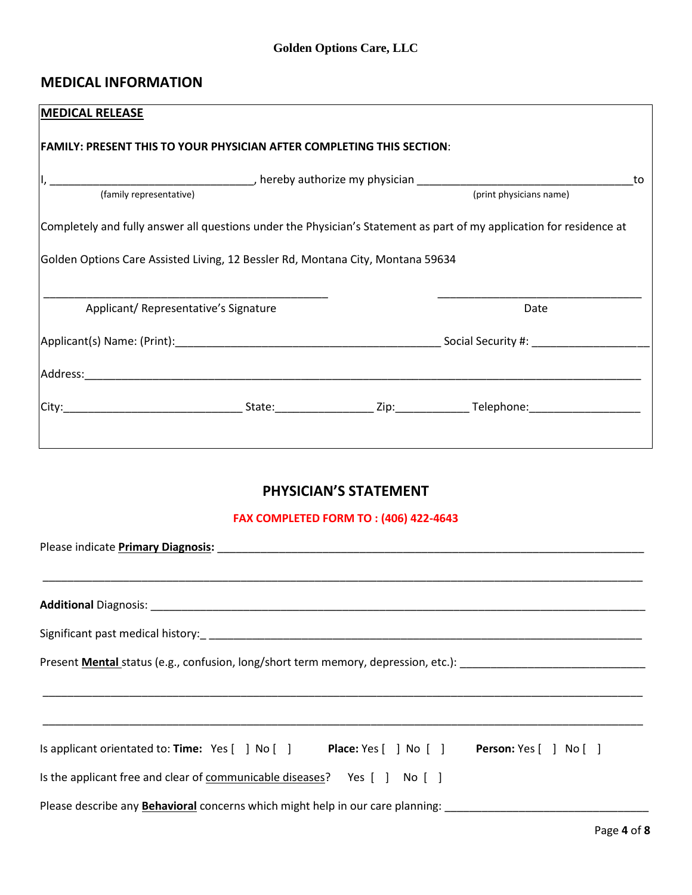**Golden Options Care, LLC**

## MEDICAL INFORMATION

**MEDICAL RELEASE**

**FAMILY: PRESENT THIS TO YOUR PHYSICIAN AFTER COMPLETING THIS SECTION**:

I, ________________________________, hereby authorize my physician ___________________________________ to
(family representative) (print physicians name)

Completely and fully answer all questions under the Physician's Statement as part of my application for residence at

Golden Options Care Assisted Living, 12 Bessler Rd, Montana City, Montana 59634

_______________________________________________ _________________________________

Applicant/ Representative's Signature Date

Applicant(s) Name: (Print):__________________________________________ Social Security #: ___________________

Address:_____________________________________________________________________________________

City:_____________________________ State:________________ Zip:____________ Telephone:__________________

## PHYSICIAN'S STATEMENT

**FAX COMPLETED FORM TO : (406) 422-4643**

Please indicate **Primary Diagnosis:** ______________________________________________________________________

_______________________________________________________________________________________________

**Additional** Diagnosis: _____________________________________________________________________________

Significant past medical history:_ ________________________________________________________________________

Present **Mental** status (e.g., confusion, long/short term memory, depression, etc.): ______________________________

_______________________________________________________________________________________________

_______________________________________________________________________________________________

Is applicant orientated to: **Time:** Yes [ ] No [ ] **Place:** Yes [ ] No [ ] **Person:** Yes [ ] No [ ]

Is the applicant free and clear of communicable diseases? Yes [ ] No [ ]

Please describe any **Behavioral** concerns which might help in our care planning: ________________________________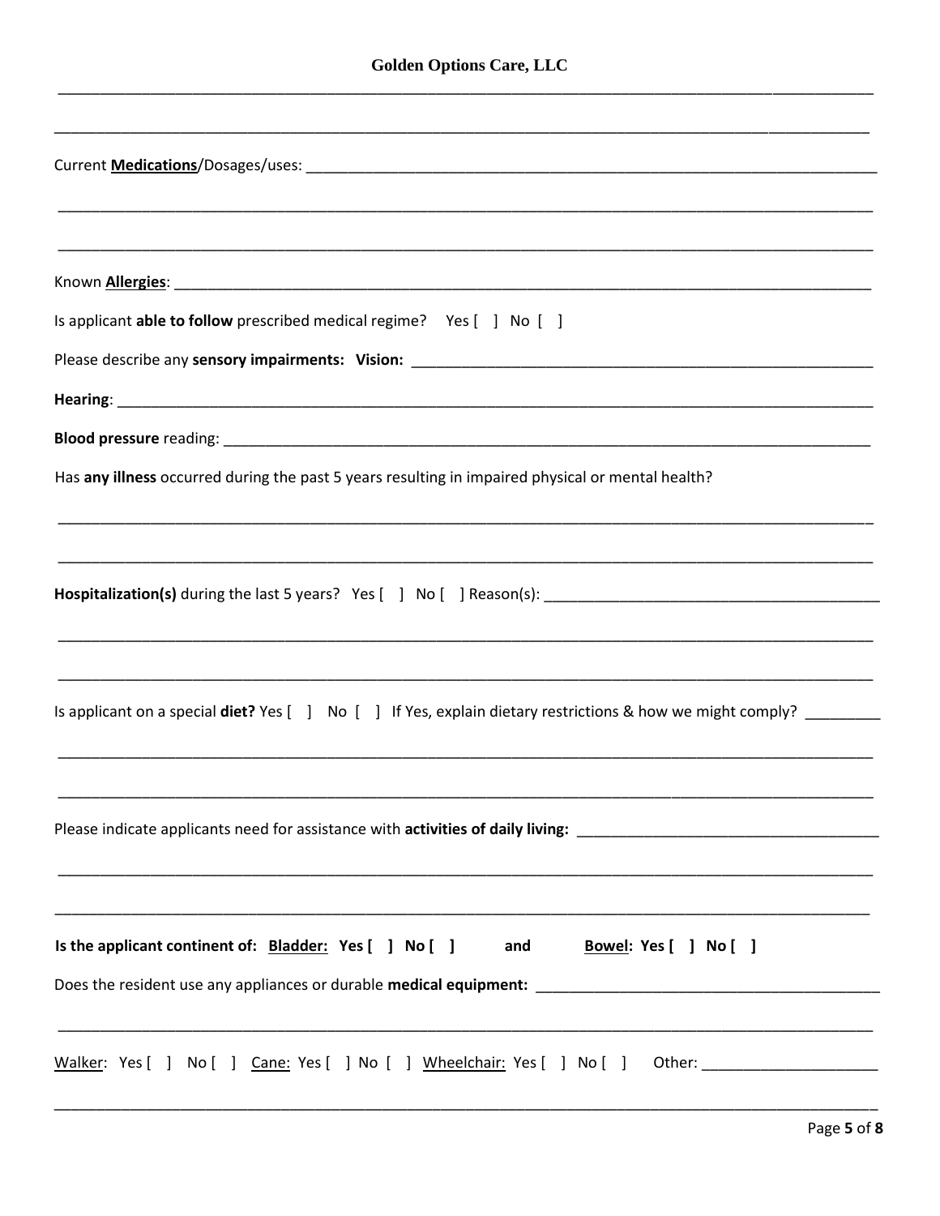Current **Medications**/Dosages/uses: ______________________________________________________________________

______________________________________________________________________

______________________________________________________________________

Known **Allergies**: ______________________________________________________________________

Is applicant **able to follow** prescribed medical regime? Yes [ ] No [ ]

Please describe any **sensory impairments: Vision:** ______________________________________________________

**Hearing**: ______________________________________________________________________

**Blood pressure** reading: ______________________________________________________________________

Has **any illness** occurred during the past 5 years resulting in impaired physical or mental health?

______________________________________________________________________

______________________________________________________________________

**Hospitalization(s)** during the last 5 years? Yes [ ] No [ ] Reason(s): ________________________________________

______________________________________________________________________

______________________________________________________________________

Is applicant on a special **diet?** Yes [ ] No [ ] If Yes, explain dietary restrictions & how we might comply? _________

______________________________________________________________________

______________________________________________________________________

Please indicate applicants need for assistance with **activities of daily living:** ___________________________________

______________________________________________________________________

______________________________________________________________________

**Is the applicant continent of: Bladder: Yes [ ] No [ ] and Bowel: Yes [ ] No [ ]**

Does the resident use any appliances or durable **medical equipment:** ________________________________________

______________________________________________________________________

Walker: Yes [ ] No [ ] Cane: Yes [ ] No [ ] Wheelchair: Yes [ ] No [ ] Other: _____________________

______________________________________________________________________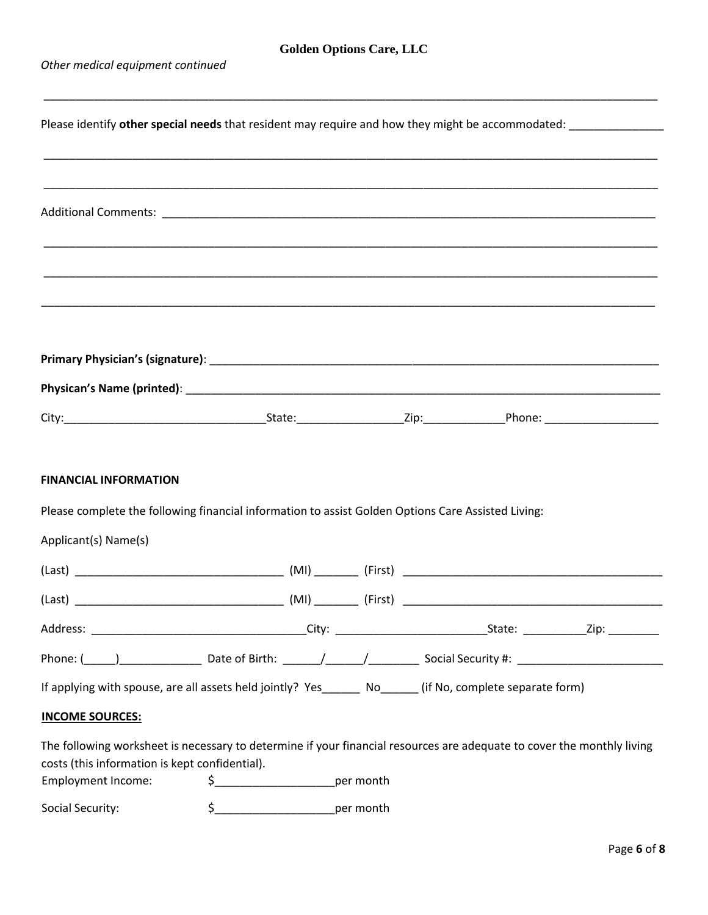*Other medical equipment continued*

\_\_\_\_\_\_\_\_\_\_\_\_\_\_\_\_\_\_\_\_\_\_\_\_\_\_\_\_\_\_\_\_\_\_\_\_\_\_\_\_\_\_\_\_\_\_\_\_\_\_\_\_\_\_\_\_\_\_\_\_\_\_\_\_\_\_\_\_\_\_\_\_\_\_\_\_\_\_

Please identify **other special needs** that resident may require and how they might be accommodated: \_\_\_\_\_\_\_\_\_\_\_\_\_\_\_

\_\_\_\_\_\_\_\_\_\_\_\_\_\_\_\_\_\_\_\_\_\_\_\_\_\_\_\_\_\_\_\_\_\_\_\_\_\_\_\_\_\_\_\_\_\_\_\_\_\_\_\_\_\_\_\_\_\_\_\_\_\_\_\_\_\_\_\_\_\_\_\_\_\_\_\_\_\_

\_\_\_\_\_\_\_\_\_\_\_\_\_\_\_\_\_\_\_\_\_\_\_\_\_\_\_\_\_\_\_\_\_\_\_\_\_\_\_\_\_\_\_\_\_\_\_\_\_\_\_\_\_\_\_\_\_\_\_\_\_\_\_\_\_\_\_\_\_\_\_\_\_\_\_\_\_\_

Additional Comments: \_\_\_\_\_\_\_\_\_\_\_\_\_\_\_\_\_\_\_\_\_\_\_\_\_\_\_\_\_\_\_\_\_\_\_\_\_\_\_\_\_\_\_\_\_\_\_\_\_\_\_\_\_\_\_\_\_\_\_\_\_\_\_

\_\_\_\_\_\_\_\_\_\_\_\_\_\_\_\_\_\_\_\_\_\_\_\_\_\_\_\_\_\_\_\_\_\_\_\_\_\_\_\_\_\_\_\_\_\_\_\_\_\_\_\_\_\_\_\_\_\_\_\_\_\_\_\_\_\_\_\_\_\_\_\_\_\_\_\_\_\_

\_\_\_\_\_\_\_\_\_\_\_\_\_\_\_\_\_\_\_\_\_\_\_\_\_\_\_\_\_\_\_\_\_\_\_\_\_\_\_\_\_\_\_\_\_\_\_\_\_\_\_\_\_\_\_\_\_\_\_\_\_\_\_\_\_\_\_\_\_\_\_\_\_\_\_\_\_\_

\_\_\_\_\_\_\_\_\_\_\_\_\_\_\_\_\_\_\_\_\_\_\_\_\_\_\_\_\_\_\_\_\_\_\_\_\_\_\_\_\_\_\_\_\_\_\_\_\_\_\_\_\_\_\_\_\_\_\_\_\_\_\_\_\_\_\_\_\_\_\_\_\_\_\_\_\_\_

**Primary Physician's (signature)**: \_\_\_\_\_\_\_\_\_\_\_\_\_\_\_\_\_\_\_\_\_\_\_\_\_\_\_\_\_\_\_\_\_\_\_\_\_\_\_\_\_\_\_\_\_\_\_\_\_\_\_\_\_\_\_\_\_\_

**Physican's Name (printed)**: \_\_\_\_\_\_\_\_\_\_\_\_\_\_\_\_\_\_\_\_\_\_\_\_\_\_\_\_\_\_\_\_\_\_\_\_\_\_\_\_\_\_\_\_\_\_\_\_\_\_\_\_\_\_\_\_\_\_\_\_\_

City:\_\_\_\_\_\_\_\_\_\_\_\_\_\_\_\_\_\_\_\_\_\_\_\_\_\_\_\_\_\_\_State:\_\_\_\_\_\_\_\_\_\_\_\_\_\_\_\_Zip:\_\_\_\_\_\_\_\_\_\_\_\_\_Phone: \_\_\_\_\_\_\_\_\_\_\_\_\_\_\_\_\_\_

**FINANCIAL INFORMATION**

Please complete the following financial information to assist Golden Options Care Assisted Living:

Applicant(s) Name(s)

(Last) \_\_\_\_\_\_\_\_\_\_\_\_\_\_\_\_\_\_\_\_\_\_\_\_\_\_\_\_\_\_\_\_\_\_ (MI) \_\_\_\_\_\_\_ (First) \_\_\_\_\_\_\_\_\_\_\_\_\_\_\_\_\_\_\_\_\_\_\_\_\_\_\_\_\_\_\_\_\_\_\_\_\_\_\_\_\_

(Last) \_\_\_\_\_\_\_\_\_\_\_\_\_\_\_\_\_\_\_\_\_\_\_\_\_\_\_\_\_\_\_\_\_\_ (MI) \_\_\_\_\_\_\_ (First) \_\_\_\_\_\_\_\_\_\_\_\_\_\_\_\_\_\_\_\_\_\_\_\_\_\_\_\_\_\_\_\_\_\_\_\_\_\_\_\_\_

Address: \_\_\_\_\_\_\_\_\_\_\_\_\_\_\_\_\_\_\_\_\_\_\_\_\_\_\_\_\_\_\_\_\_\_\_City: \_\_\_\_\_\_\_\_\_\_\_\_\_\_\_\_\_\_\_\_\_\_\_\_\_State: \_\_\_\_\_\_\_\_\_\_Zip: \_\_\_\_\_\_\_\_

Phone: (\_\_\_\_\_)\_\_\_\_\_\_\_\_\_\_\_\_\_ Date of Birth: \_\_\_\_\_\_/\_\_\_\_\_\_/\_\_\_\_\_\_\_\_ Social Security #: \_\_\_\_\_\_\_\_\_\_\_\_\_\_\_\_\_\_\_\_\_\_\_

If applying with spouse, are all assets held jointly? Yes\_\_\_\_\_\_ No\_\_\_\_\_\_ (if No, complete separate form)

**INCOME SOURCES:**

The following worksheet is necessary to determine if your financial resources are adequate to cover the monthly living costs (this information is kept confidential).

Employment Income: $\_\_\_\_\_\_\_\_\_\_\_\_\_\_\_\_\_\_\_per month

Social Security: $\_\_\_\_\_\_\_\_\_\_\_\_\_\_\_\_\_\_\_per month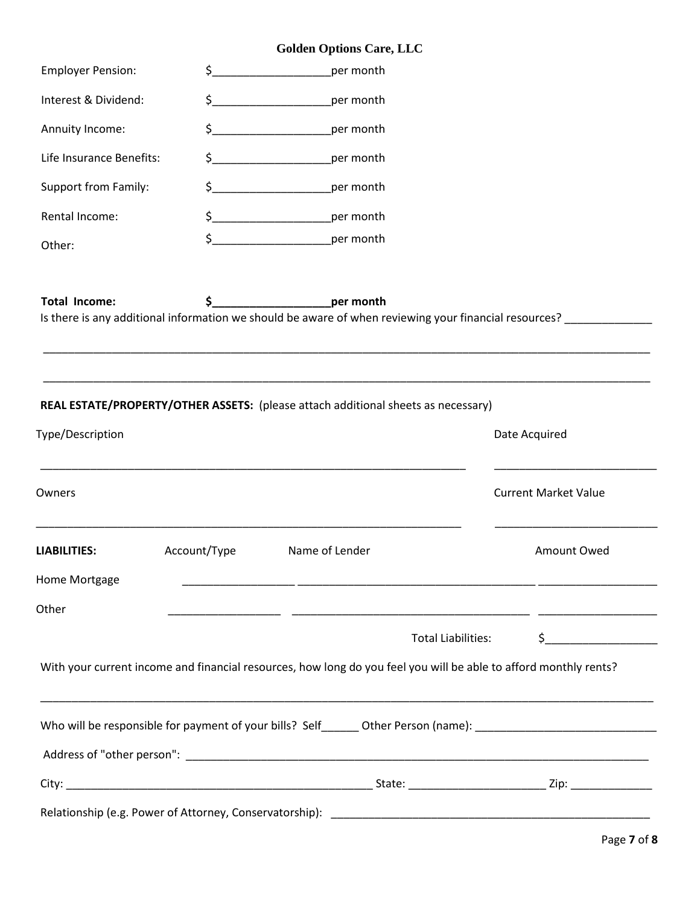**Golden Options Care, LLC**

Employer Pension: $__________________per month

Interest & Dividend: $__________________per month

Annuity Income: $__________________per month

Life Insurance Benefits: $__________________per month

Support from Family: $__________________per month

Rental Income: $__________________per month

Other: $__________________per month

**Total Income: $__________________per month**

Is there is any additional information we should be aware of when reviewing your financial resources? ______________

______________________________________________________________________________________________

______________________________________________________________________________________________

**REAL ESTATE/PROPERTY/OTHER ASSETS:** (please attach additional sheets as necessary)

| Type/Description | Date Acquired |
|---|---|
| ______________________________________________ | ________________________ |

| Owners | Current Market Value |
|---|---|
| ______________________________________________ | ________________________ |

| **LIABILITIES:** | Account/Type | Name of Lender | Amount Owed |
|---|---|---|---|
| Home Mortgage | _________________ | ____________________________________ | __________________ |
| Other | _________________ | ____________________________________ | __________________ |
| | | Total Liabilities: | $_________________ |

With your current income and financial resources, how long do you feel you will be able to afford monthly rents?

______________________________________________________________________________________________

Who will be responsible for payment of your bills? Self______ Other Person (name): ___________________________

Address of "other person": ______________________________________________________________________

City: ______________________________________________ State: _____________________ Zip: _____________

Relationship (e.g. Power of Attorney, Conservatorship): ___________________________________________________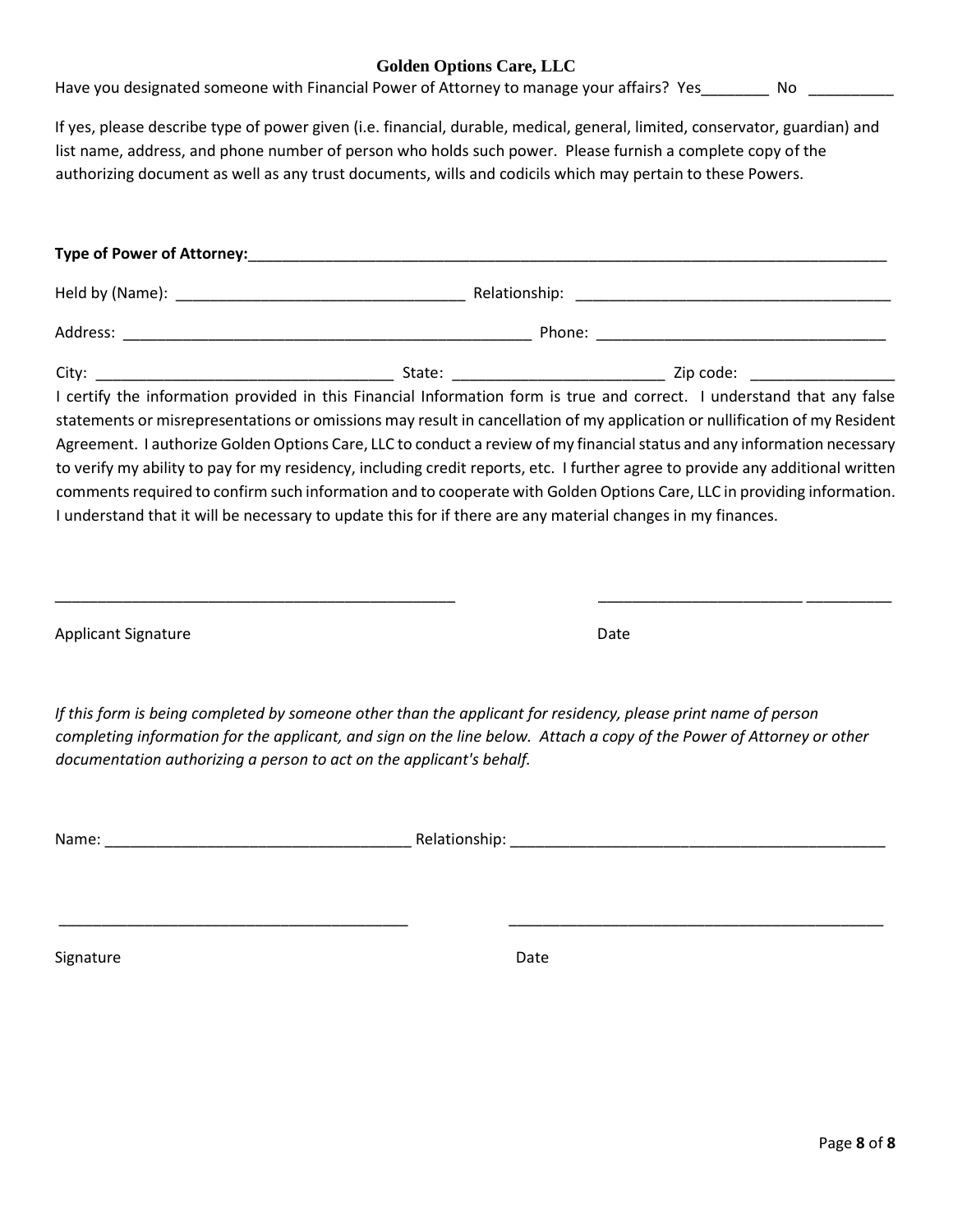**Golden Options Care, LLC**

Have you designated someone with Financial Power of Attorney to manage your affairs? Yes________ No __________

If yes, please describe type of power given (i.e. financial, durable, medical, general, limited, conservator, guardian) and list name, address, and phone number of person who holds such power. Please furnish a complete copy of the authorizing document as well as any trust documents, wills and codicils which may pertain to these Powers.

**Type of Power of Attorney:**_______________________________________________________________________________

Held by (Name): __________________________________ Relationship: _____________________________________

Address: _________________________________________________ Phone: __________________________________

City: ___________________________________ State: _________________________ Zip code: ________________

I certify the information provided in this Financial Information form is true and correct. I understand that any false statements or misrepresentations or omissions may result in cancellation of my application or nullification of my Resident Agreement. I authorize Golden Options Care, LLC to conduct a review of my financial status and any information necessary to verify my ability to pay for my residency, including credit reports, etc. I further agree to provide any additional written comments required to confirm such information and to cooperate with Golden Options Care, LLC in providing information. I understand that it will be necessary to update this for if there are any material changes in my finances.

________________________________________________ ____________________________________

Applicant Signature Date

*If this form is being completed by someone other than the applicant for residency, please print name of person completing information for the applicant, and sign on the line below. Attach a copy of the Power of Attorney or other documentation authorizing a person to act on the applicant's behalf.*

Name: ____________________________________ Relationship: ____________________________________________

_________________________________________ ______________________________________________

Signature Date